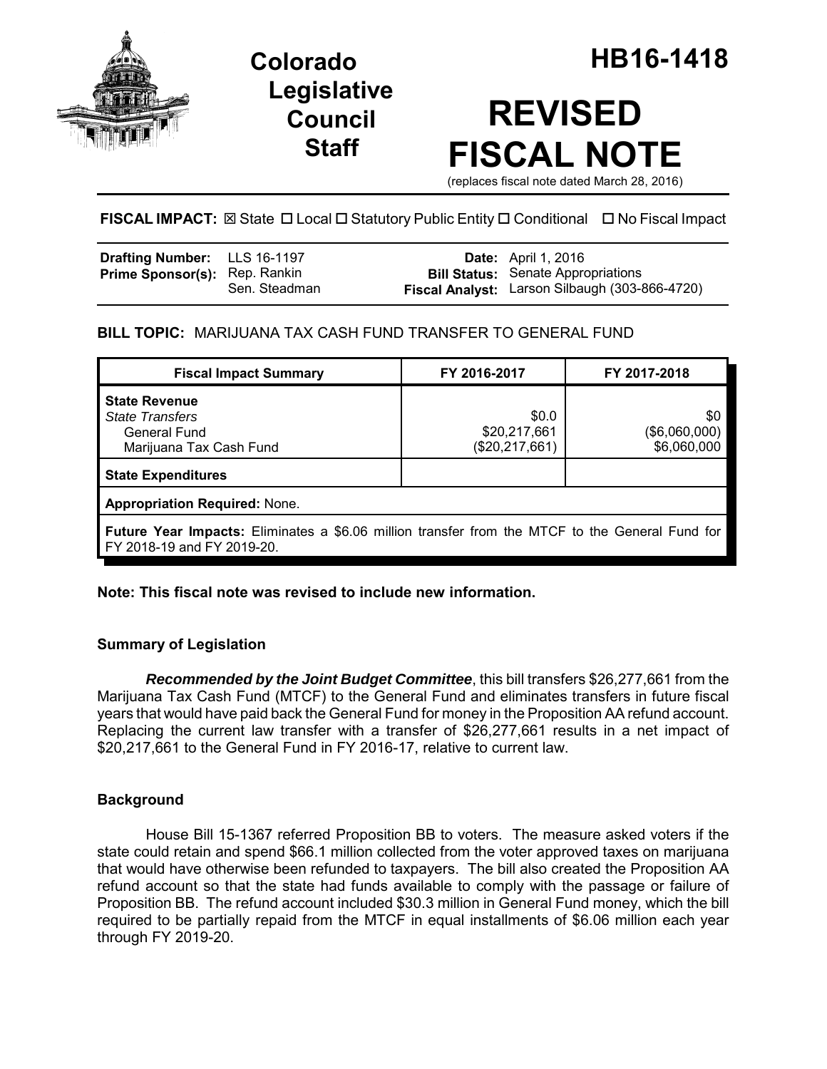# Colorado Legislative Council Staff

# HB16-1418

# REVISED FISCAL NOTE

(replaces fiscal note dated March 28, 2016)

**FISCAL IMPACT:** ☒ State ☐ Local ☐ Statutory Public Entity ☐ Conditional ☐ No Fiscal Impact

| | | | |
|---|---|---|---|
| **Drafting Number:** | LLS 16-1197 | **Date:** | April 1, 2016 |
| **Prime Sponsor(s):** | Rep. Rankin<br>Sen. Steadman | **Bill Status:** | Senate Appropriations |
| | | **Fiscal Analyst:** | Larson Silbaugh (303-866-4720) |

## BILL TOPIC: MARIJUANA TAX CASH FUND TRANSFER TO GENERAL FUND

| Fiscal Impact Summary | FY 2016-2017 | FY 2017-2018 |
|---|---|---|
| **State Revenue**<br>*State Transfers*<br>General Fund<br>Marijuana Tax Cash Fund | \$0.0<br>\$20,217,661<br>(\$20,217,661) | \$0<br>(\$6,060,000)<br>\$6,060,000 |
| **State Expenditures** | | |
| **Appropriation Required:** None. | | |
| **Future Year Impacts:** Eliminates a \$6.06 million transfer from the MTCF to the General Fund for FY 2018-19 and FY 2019-20. | | |

**Note: This fiscal note was revised to include new information.**

### Summary of Legislation

***Recommended by the Joint Budget Committee***, this bill transfers \$26,277,661 from the Marijuana Tax Cash Fund (MTCF) to the General Fund and eliminates transfers in future fiscal years that would have paid back the General Fund for money in the Proposition AA refund account. Replacing the current law transfer with a transfer of \$26,277,661 results in a net impact of \$20,217,661 to the General Fund in FY 2016-17, relative to current law.

### Background

House Bill 15-1367 referred Proposition BB to voters. The measure asked voters if the state could retain and spend \$66.1 million collected from the voter approved taxes on marijuana that would have otherwise been refunded to taxpayers. The bill also created the Proposition AA refund account so that the state had funds available to comply with the passage or failure of Proposition BB. The refund account included \$30.3 million in General Fund money, which the bill required to be partially repaid from the MTCF in equal installments of \$6.06 million each year through FY 2019-20.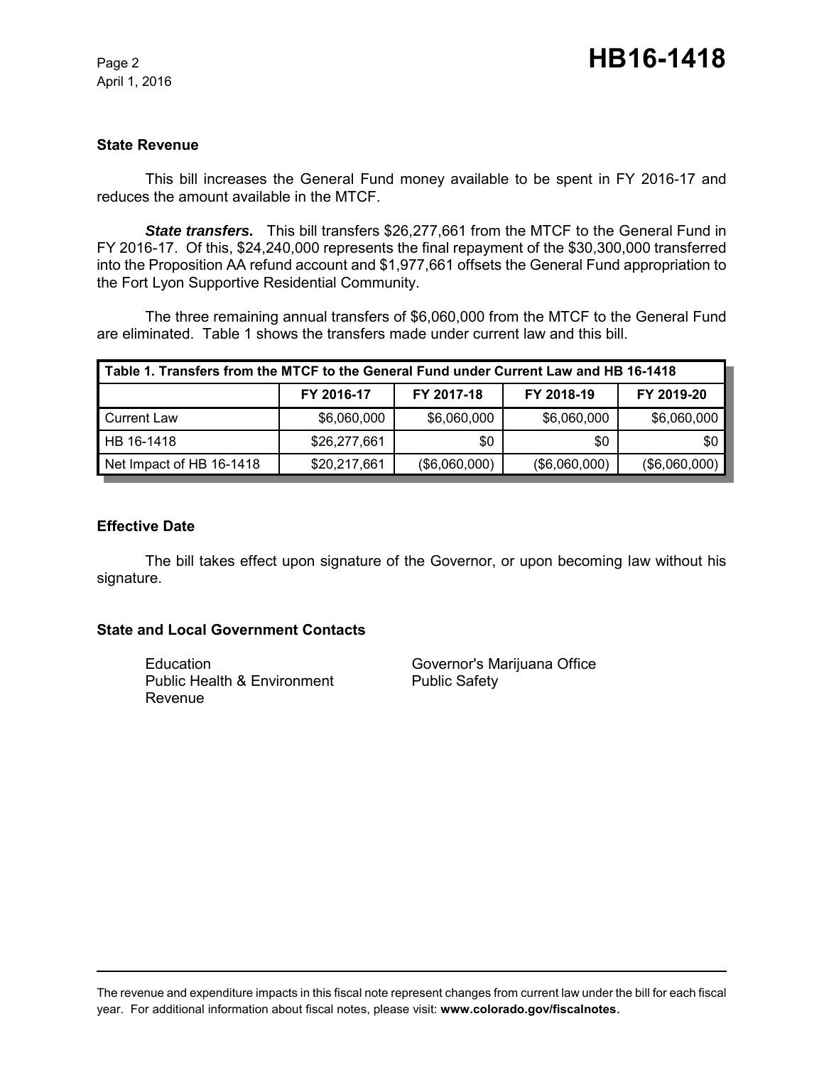### State Revenue

This bill increases the General Fund money available to be spent in FY 2016-17 and reduces the amount available in the MTCF.

***State transfers.*** This bill transfers $26,277,661 from the MTCF to the General Fund in FY 2016-17. Of this, $24,240,000 represents the final repayment of the $30,300,000 transferred into the Proposition AA refund account and $1,977,661 offsets the General Fund appropriation to the Fort Lyon Supportive Residential Community.

The three remaining annual transfers of $6,060,000 from the MTCF to the General Fund are eliminated. Table 1 shows the transfers made under current law and this bill.

**Table 1. Transfers from the MTCF to the General Fund under Current Law and HB 16-1418**

| | FY 2016-17 | FY 2017-18 | FY 2018-19 | FY 2019-20 |
|---|---|---|---|---|
| Current Law | $6,060,000 | $6,060,000 | $6,060,000 | $6,060,000 |
| HB 16-1418 | $26,277,661 | $0 | $0 | $0 |
| Net Impact of HB 16-1418 | $20,217,661 | ($6,060,000) | ($6,060,000) | ($6,060,000) |

### Effective Date

The bill takes effect upon signature of the Governor, or upon becoming law without his signature.

### State and Local Government Contacts

Education
Governor's Marijuana Office
Public Health & Environment
Public Safety
Revenue

The revenue and expenditure impacts in this fiscal note represent changes from current law under the bill for each fiscal year. For additional information about fiscal notes, please visit: **www.colorado.gov/fiscalnotes.**